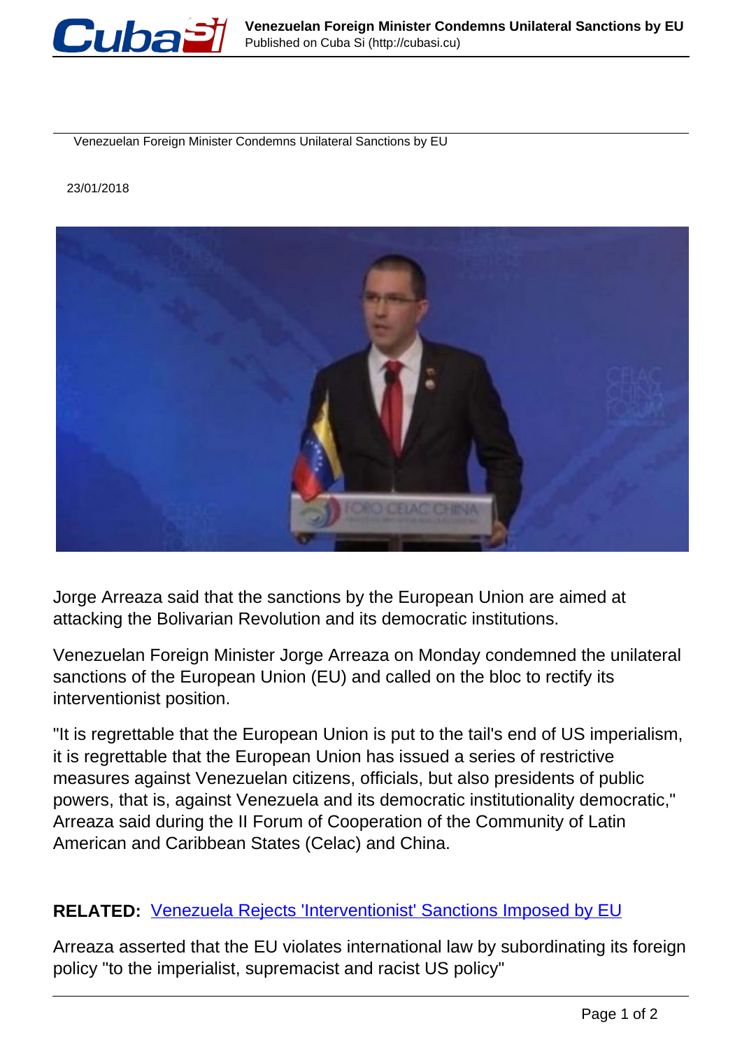# Venezuelan Foreign Minister Condemns Unilateral Sanctions by EU

23/01/2018

Jorge Arreaza said that the sanctions by the European Union are aimed at attacking the Bolivarian Revolution and its democratic institutions.

Venezuelan Foreign Minister Jorge Arreaza on Monday condemned the unilateral sanctions of the European Union (EU) and called on the bloc to rectify its interventionist position.

"It is regrettable that the European Union is put to the tail's end of US imperialism, it is regrettable that the European Union has issued a series of restrictive measures against Venezuelan citizens, officials, but also presidents of public powers, that is, against Venezuela and its democratic institutionality democratic," Arreaza said during the II Forum of Cooperation of the Community of Latin American and Caribbean States (Celac) and China.

**RELATED:** [Venezuela Rejects 'Interventionist' Sanctions Imposed by EU]

Arreaza asserted that the EU violates international law by subordinating its foreign policy "to the imperialist, supremacist and racist US policy"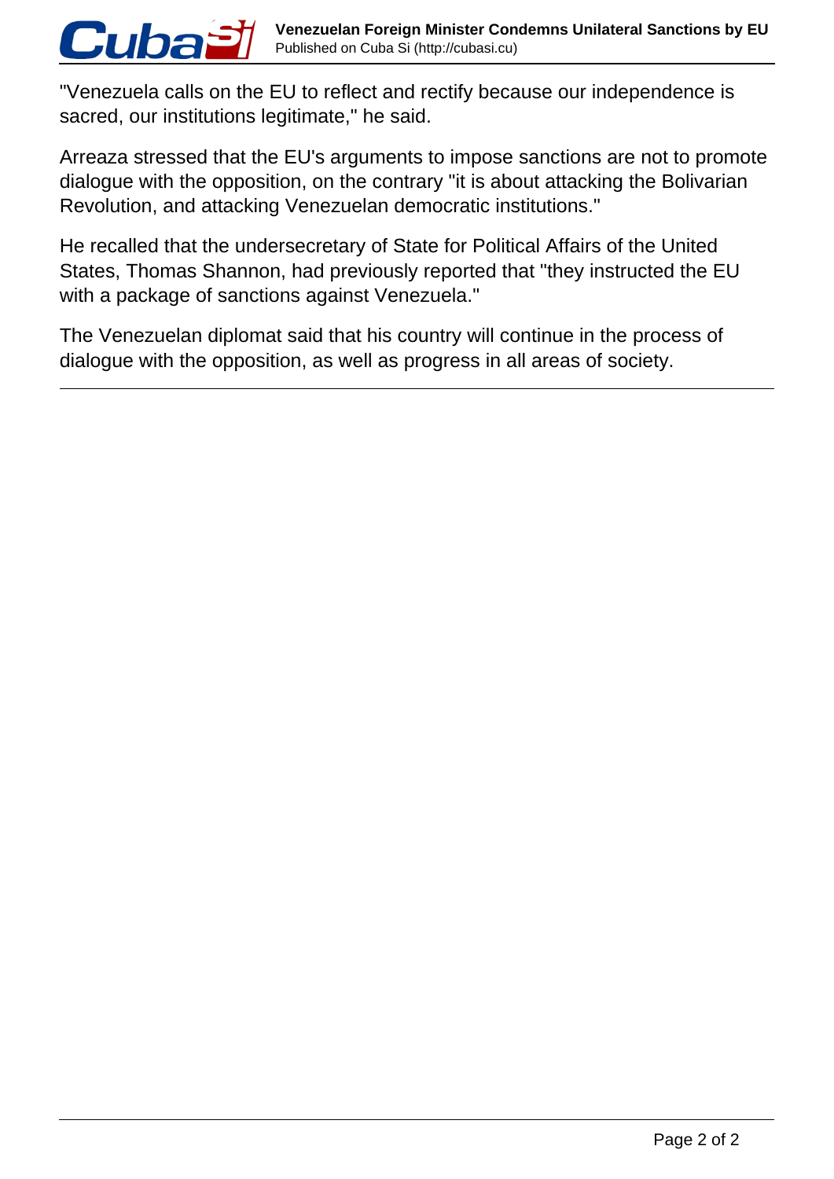"Venezuela calls on the EU to reflect and rectify because our independence is sacred, our institutions legitimate," he said.

Arreaza stressed that the EU's arguments to impose sanctions are not to promote dialogue with the opposition, on the contrary "it is about attacking the Bolivarian Revolution, and attacking Venezuelan democratic institutions."

He recalled that the undersecretary of State for Political Affairs of the United States, Thomas Shannon, had previously reported that "they instructed the EU with a package of sanctions against Venezuela."

The Venezuelan diplomat said that his country will continue in the process of dialogue with the opposition, as well as progress in all areas of society.